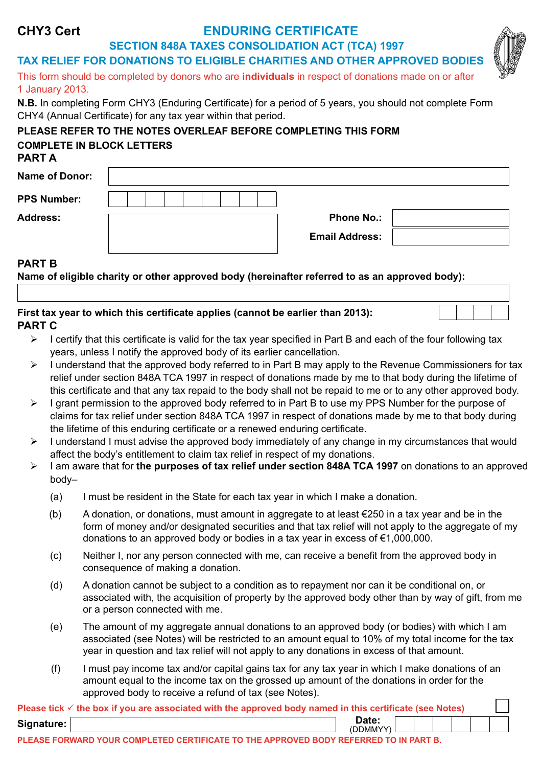**CHY3 Cert**

# ENDURING CERTIFICATE

## SECTION 848A TAXES CONSOLIDATION ACT (TCA) 1997

## TAX RELIEF FOR DONATIONS TO ELIGIBLE CHARITIES AND OTHER APPROVED BODIES

This form should be completed by donors who are **individuals** in respect of donations made on or after 1 January 2013.

**N.B.** In completing Form CHY3 (Enduring Certificate) for a period of 5 years, you should not complete Form CHY4 (Annual Certificate) for any tax year within that period.

**PLEASE REFER TO THE NOTES OVERLEAF BEFORE COMPLETING THIS FORM**

**COMPLETE IN BLOCK LETTERS**

### PART A

**Name of Donor:**

**PPS Number:**

**Address:**

**Phone No.:**

**Email Address:**

### PART B

**Name of eligible charity or other approved body (hereinafter referred to as an approved body):**

**First tax year to which this certificate applies (cannot be earlier than 2013):**

### PART C

- I certify that this certificate is valid for the tax year specified in Part B and each of the four following tax years, unless I notify the approved body of its earlier cancellation.
- I understand that the approved body referred to in Part B may apply to the Revenue Commissioners for tax relief under section 848A TCA 1997 in respect of donations made by me to that body during the lifetime of this certificate and that any tax repaid to the body shall not be repaid to me or to any other approved body.
- I grant permission to the approved body referred to in Part B to use my PPS Number for the purpose of claims for tax relief under section 848A TCA 1997 in respect of donations made by me to that body during the lifetime of this enduring certificate or a renewed enduring certificate.
- I understand I must advise the approved body immediately of any change in my circumstances that would affect the body's entitlement to claim tax relief in respect of my donations.
- I am aware that for **the purposes of tax relief under section 848A TCA 1997** on donations to an approved body–

  (a) I must be resident in the State for each tax year in which I make a donation.

  (b) A donation, or donations, must amount in aggregate to at least €250 in a tax year and be in the form of money and/or designated securities and that tax relief will not apply to the aggregate of my donations to an approved body or bodies in a tax year in excess of €1,000,000.

  (c) Neither I, nor any person connected with me, can receive a benefit from the approved body in consequence of making a donation.

  (d) A donation cannot be subject to a condition as to repayment nor can it be conditional on, or associated with, the acquisition of property by the approved body other than by way of gift, from me or a person connected with me.

  (e) The amount of my aggregate annual donations to an approved body (or bodies) with which I am associated (see Notes) will be restricted to an amount equal to 10% of my total income for the tax year in question and tax relief will not apply to any donations in excess of that amount.

  (f) I must pay income tax and/or capital gains tax for any tax year in which I make donations of an amount equal to the income tax on the grossed up amount of the donations in order for the approved body to receive a refund of tax (see Notes).

**Please tick ✓ the box if you are associated with the approved body named in this certificate (see Notes)** ☐

**Signature:** **Date:** (DDMMYY)

**PLEASE FORWARD YOUR COMPLETED CERTIFICATE TO THE APPROVED BODY REFERRED TO IN PART B.**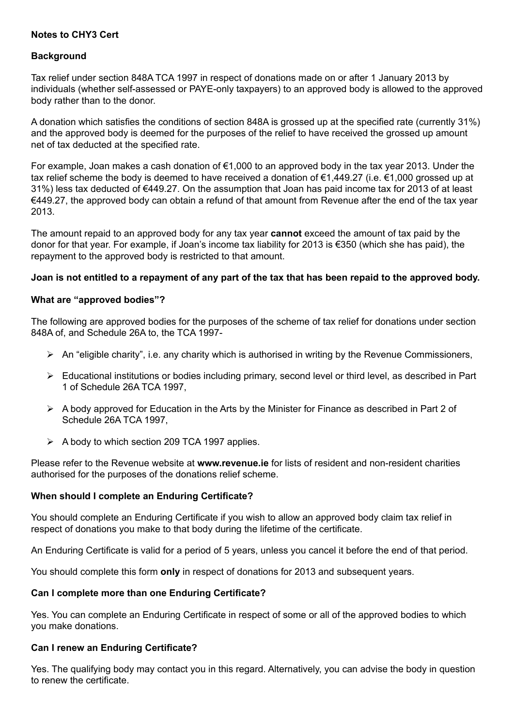## Notes to CHY3 Cert

### Background

Tax relief under section 848A TCA 1997 in respect of donations made on or after 1 January 2013 by individuals (whether self-assessed or PAYE-only taxpayers) to an approved body is allowed to the approved body rather than to the donor.

A donation which satisfies the conditions of section 848A is grossed up at the specified rate (currently 31%) and the approved body is deemed for the purposes of the relief to have received the grossed up amount net of tax deducted at the specified rate.

For example, Joan makes a cash donation of €1,000 to an approved body in the tax year 2013. Under the tax relief scheme the body is deemed to have received a donation of €1,449.27 (i.e. €1,000 grossed up at 31%) less tax deducted of €449.27. On the assumption that Joan has paid income tax for 2013 of at least €449.27, the approved body can obtain a refund of that amount from Revenue after the end of the tax year 2013.

The amount repaid to an approved body for any tax year **cannot** exceed the amount of tax paid by the donor for that year. For example, if Joan's income tax liability for 2013 is €350 (which she has paid), the repayment to the approved body is restricted to that amount.

**Joan is not entitled to a repayment of any part of the tax that has been repaid to the approved body.**

### What are "approved bodies"?

The following are approved bodies for the purposes of the scheme of tax relief for donations under section 848A of, and Schedule 26A to, the TCA 1997-

- An "eligible charity", i.e. any charity which is authorised in writing by the Revenue Commissioners,
- Educational institutions or bodies including primary, second level or third level, as described in Part 1 of Schedule 26A TCA 1997,
- A body approved for Education in the Arts by the Minister for Finance as described in Part 2 of Schedule 26A TCA 1997,
- A body to which section 209 TCA 1997 applies.

Please refer to the Revenue website at **www.revenue.ie** for lists of resident and non-resident charities authorised for the purposes of the donations relief scheme.

### When should I complete an Enduring Certificate?

You should complete an Enduring Certificate if you wish to allow an approved body claim tax relief in respect of donations you make to that body during the lifetime of the certificate.

An Enduring Certificate is valid for a period of 5 years, unless you cancel it before the end of that period.

You should complete this form **only** in respect of donations for 2013 and subsequent years.

### Can I complete more than one Enduring Certificate?

Yes. You can complete an Enduring Certificate in respect of some or all of the approved bodies to which you make donations.

### Can I renew an Enduring Certificate?

Yes. The qualifying body may contact you in this regard. Alternatively, you can advise the body in question to renew the certificate.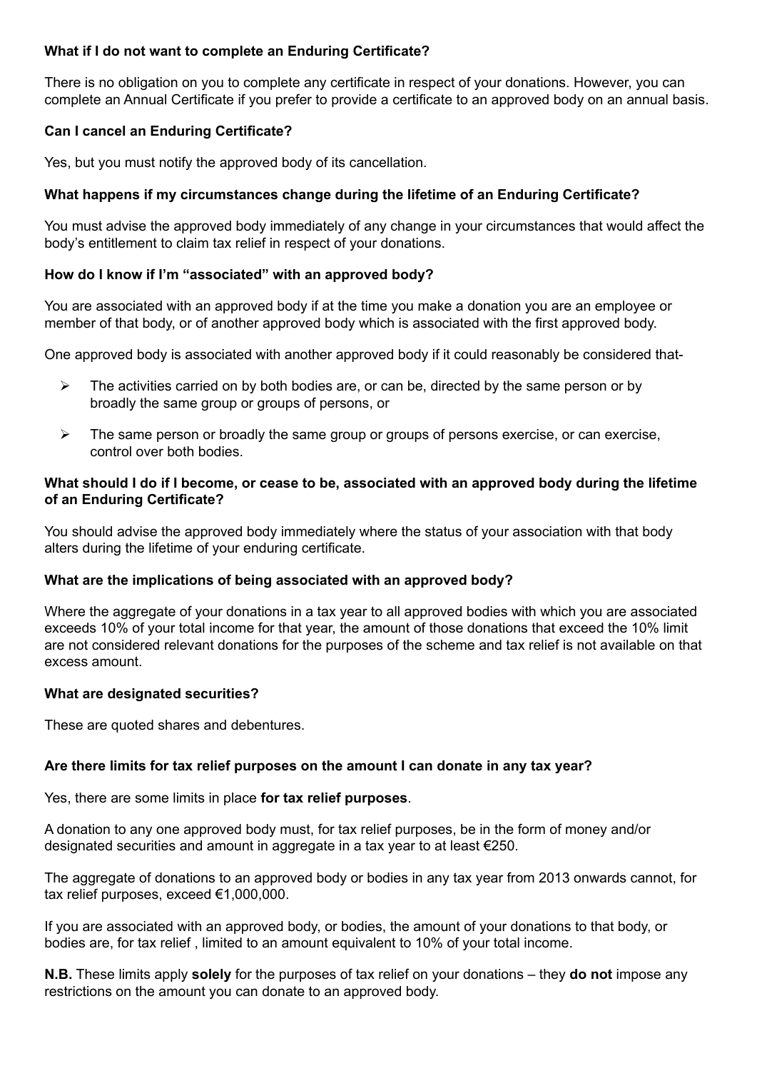**What if I do not want to complete an Enduring Certificate?**

There is no obligation on you to complete any certificate in respect of your donations. However, you can complete an Annual Certificate if you prefer to provide a certificate to an approved body on an annual basis.

**Can I cancel an Enduring Certificate?**

Yes, but you must notify the approved body of its cancellation.

**What happens if my circumstances change during the lifetime of an Enduring Certificate?**

You must advise the approved body immediately of any change in your circumstances that would affect the body's entitlement to claim tax relief in respect of your donations.

**How do I know if I'm "associated" with an approved body?**

You are associated with an approved body if at the time you make a donation you are an employee or member of that body, or of another approved body which is associated with the first approved body.

One approved body is associated with another approved body if it could reasonably be considered that-

- The activities carried on by both bodies are, or can be, directed by the same person or by broadly the same group or groups of persons, or
- The same person or broadly the same group or groups of persons exercise, or can exercise, control over both bodies.

**What should I do if I become, or cease to be, associated with an approved body during the lifetime of an Enduring Certificate?**

You should advise the approved body immediately where the status of your association with that body alters during the lifetime of your enduring certificate.

**What are the implications of being associated with an approved body?**

Where the aggregate of your donations in a tax year to all approved bodies with which you are associated exceeds 10% of your total income for that year, the amount of those donations that exceed the 10% limit are not considered relevant donations for the purposes of the scheme and tax relief is not available on that excess amount.

**What are designated securities?**

These are quoted shares and debentures.

**Are there limits for tax relief purposes on the amount I can donate in any tax year?**

Yes, there are some limits in place **for tax relief purposes**.

A donation to any one approved body must, for tax relief purposes, be in the form of money and/or designated securities and amount in aggregate in a tax year to at least €250.

The aggregate of donations to an approved body or bodies in any tax year from 2013 onwards cannot, for tax relief purposes, exceed €1,000,000.

If you are associated with an approved body, or bodies, the amount of your donations to that body, or bodies are, for tax relief , limited to an amount equivalent to 10% of your total income.

**N.B.** These limits apply **solely** for the purposes of tax relief on your donations – they **do not** impose any restrictions on the amount you can donate to an approved body.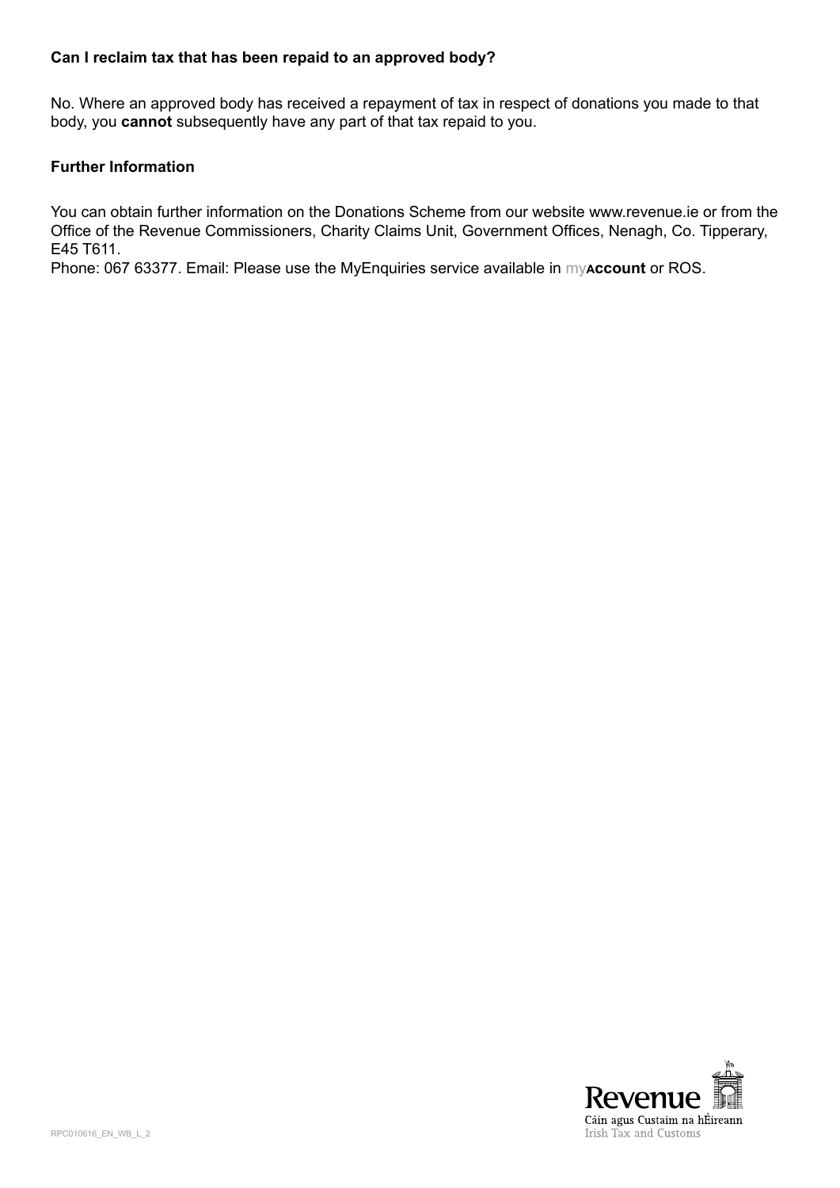**Can I reclaim tax that has been repaid to an approved body?**

No. Where an approved body has received a repayment of tax in respect of donations you made to that body, you **cannot** subsequently have any part of that tax repaid to you.

**Further Information**

You can obtain further information on the Donations Scheme from our website www.revenue.ie or from the Office of the Revenue Commissioners, Charity Claims Unit, Government Offices, Nenagh, Co. Tipperary, E45 T611.
Phone: 067 63377. Email: Please use the MyEnquiries service available in my**Account** or ROS.

RPC010616_EN_WB_L_2